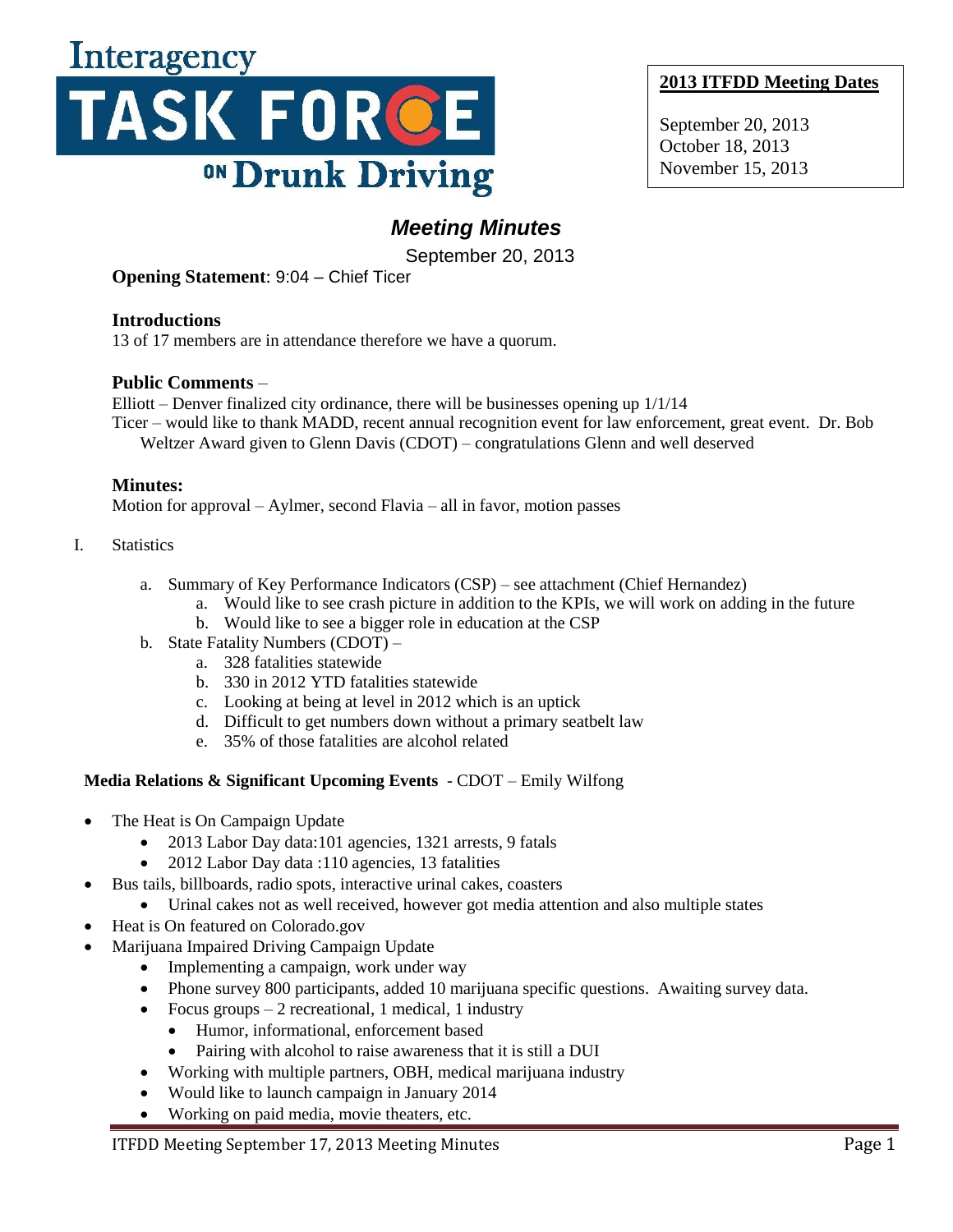# Interagency TASK FORCE ON Drunk Driving

**2013 ITFDD Meeting Dates**

September 20, 2013
October 18, 2013
November 15, 2013

## *Meeting Minutes*

September 20, 2013

**Opening Statement**: 9:04 – Chief Ticer

### Introductions

13 of 17 members are in attendance therefore we have a quorum.

### Public Comments –

Elliott – Denver finalized city ordinance, there will be businesses opening up 1/1/14

Ticer – would like to thank MADD, recent annual recognition event for law enforcement, great event. Dr. Bob Weltzer Award given to Glenn Davis (CDOT) – congratulations Glenn and well deserved

### Minutes:

Motion for approval – Aylmer, second Flavia – all in favor, motion passes

I. Statistics

   a. Summary of Key Performance Indicators (CSP) – see attachment (Chief Hernandez)
      a. Would like to see crash picture in addition to the KPIs, we will work on adding in the future
      b. Would like to see a bigger role in education at the CSP
   b. State Fatality Numbers (CDOT) –
      a. 328 fatalities statewide
      b. 330 in 2012 YTD fatalities statewide
      c. Looking at being at level in 2012 which is an uptick
      d. Difficult to get numbers down without a primary seatbelt law
      e. 35% of those fatalities are alcohol related

**Media Relations & Significant Upcoming Events** - CDOT – Emily Wilfong

- The Heat is On Campaign Update
  - 2013 Labor Day data:101 agencies, 1321 arrests, 9 fatals
  - 2012 Labor Day data :110 agencies, 13 fatalities
- Bus tails, billboards, radio spots, interactive urinal cakes, coasters
  - Urinal cakes not as well received, however got media attention and also multiple states
- Heat is On featured on Colorado.gov
- Marijuana Impaired Driving Campaign Update
  - Implementing a campaign, work under way
  - Phone survey 800 participants, added 10 marijuana specific questions. Awaiting survey data.
  - Focus groups – 2 recreational, 1 medical, 1 industry
    - Humor, informational, enforcement based
    - Pairing with alcohol to raise awareness that it is still a DUI
  - Working with multiple partners, OBH, medical marijuana industry
  - Would like to launch campaign in January 2014
  - Working on paid media, movie theaters, etc.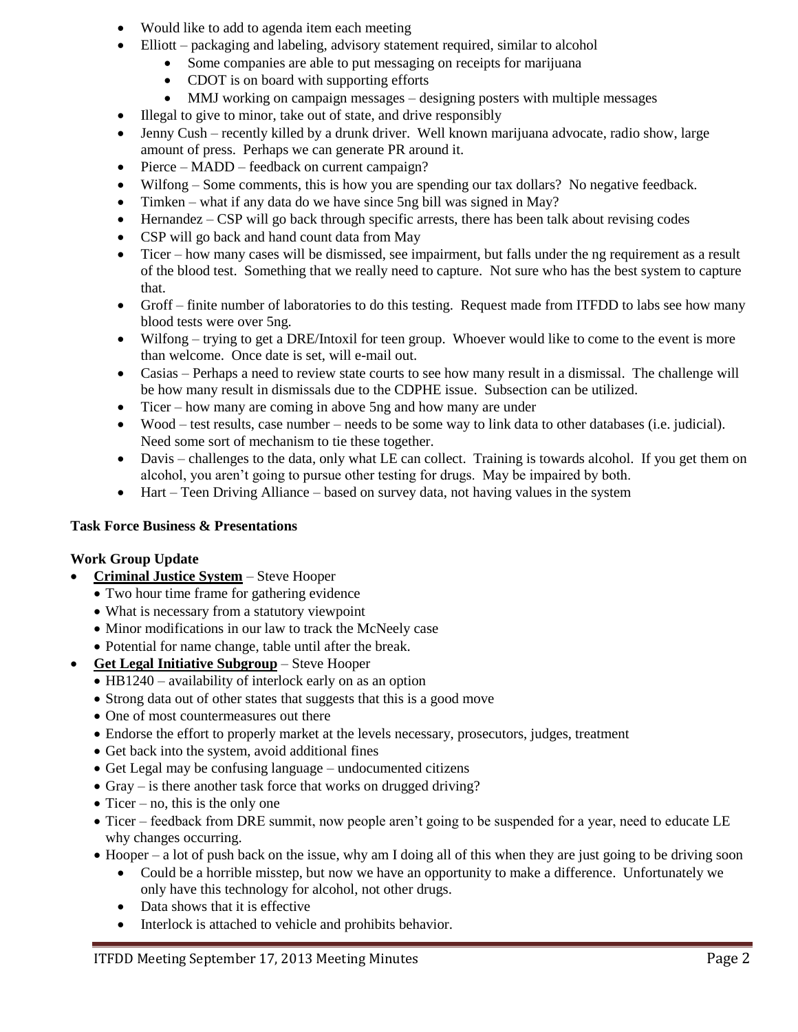- Would like to add to agenda item each meeting
- Elliott – packaging and labeling, advisory statement required, similar to alcohol
  - Some companies are able to put messaging on receipts for marijuana
  - CDOT is on board with supporting efforts
  - MMJ working on campaign messages – designing posters with multiple messages
- Illegal to give to minor, take out of state, and drive responsibly
- Jenny Cush – recently killed by a drunk driver. Well known marijuana advocate, radio show, large amount of press. Perhaps we can generate PR around it.
- Pierce – MADD – feedback on current campaign?
- Wilfong – Some comments, this is how you are spending our tax dollars? No negative feedback.
- Timken – what if any data do we have since 5ng bill was signed in May?
- Hernandez – CSP will go back through specific arrests, there has been talk about revising codes
- CSP will go back and hand count data from May
- Ticer – how many cases will be dismissed, see impairment, but falls under the ng requirement as a result of the blood test. Something that we really need to capture. Not sure who has the best system to capture that.
- Groff – finite number of laboratories to do this testing. Request made from ITFDD to labs see how many blood tests were over 5ng.
- Wilfong – trying to get a DRE/Intoxil for teen group. Whoever would like to come to the event is more than welcome. Once date is set, will e-mail out.
- Casias – Perhaps a need to review state courts to see how many result in a dismissal. The challenge will be how many result in dismissals due to the CDPHE issue. Subsection can be utilized.
- Ticer – how many are coming in above 5ng and how many are under
- Wood – test results, case number – needs to be some way to link data to other databases (i.e. judicial). Need some sort of mechanism to tie these together.
- Davis – challenges to the data, only what LE can collect. Training is towards alcohol. If you get them on alcohol, you aren't going to pursue other testing for drugs. May be impaired by both.
- Hart – Teen Driving Alliance – based on survey data, not having values in the system

**Task Force Business & Presentations**

**Work Group Update**

- **Criminal Justice System** – Steve Hooper
  - Two hour time frame for gathering evidence
  - What is necessary from a statutory viewpoint
  - Minor modifications in our law to track the McNeely case
  - Potential for name change, table until after the break.
- **Get Legal Initiative Subgroup** – Steve Hooper
  - HB1240 – availability of interlock early on as an option
  - Strong data out of other states that suggests that this is a good move
  - One of most countermeasures out there
  - Endorse the effort to properly market at the levels necessary, prosecutors, judges, treatment
  - Get back into the system, avoid additional fines
  - Get Legal may be confusing language – undocumented citizens
  - Gray – is there another task force that works on drugged driving?
  - Ticer – no, this is the only one
  - Ticer – feedback from DRE summit, now people aren't going to be suspended for a year, need to educate LE why changes occurring.
  - Hooper – a lot of push back on the issue, why am I doing all of this when they are just going to be driving soon
    - Could be a horrible misstep, but now we have an opportunity to make a difference. Unfortunately we only have this technology for alcohol, not other drugs.
    - Data shows that it is effective
    - Interlock is attached to vehicle and prohibits behavior.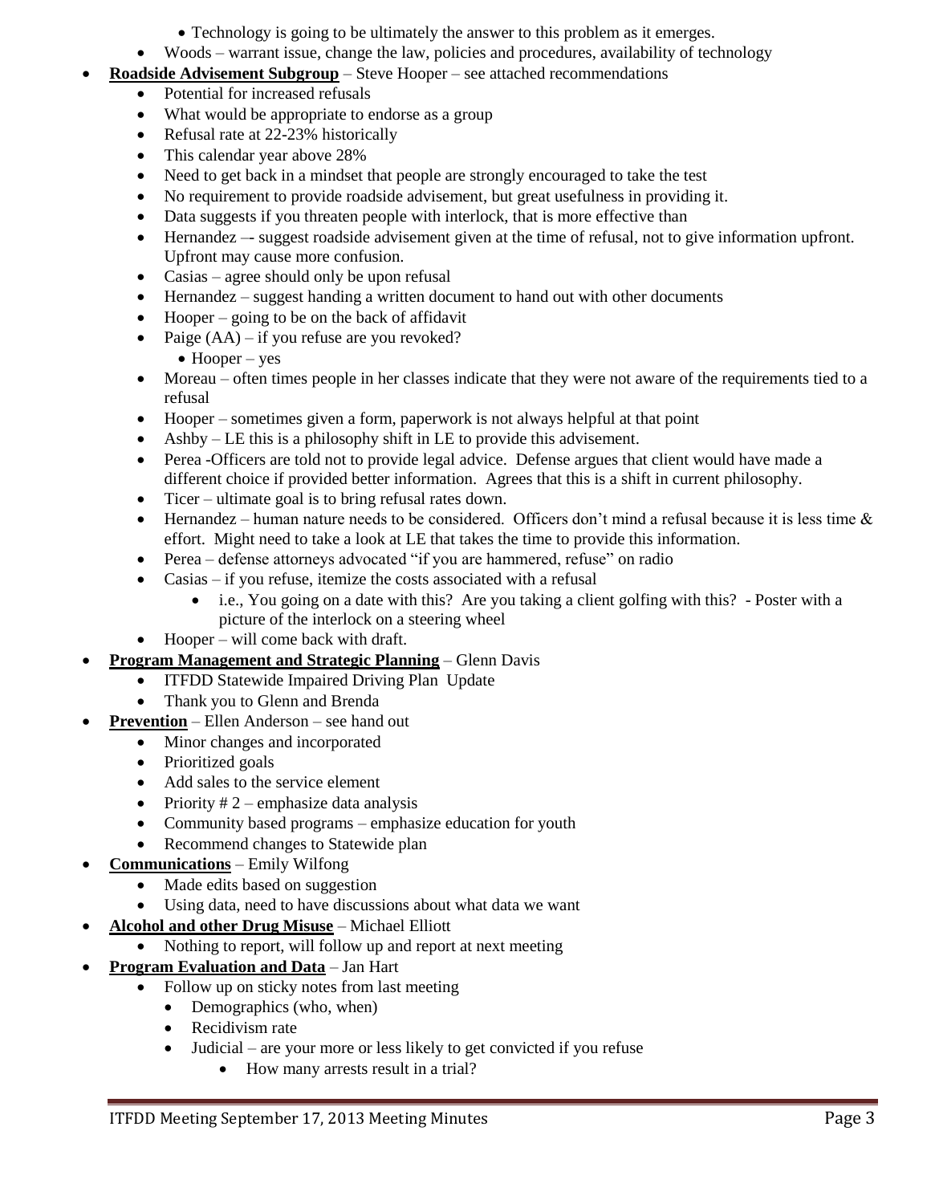- Technology is going to be ultimately the answer to this problem as it emerges.
  - Woods – warrant issue, change the law, policies and procedures, availability of technology
- **Roadside Advisement Subgroup** – Steve Hooper – see attached recommendations
  - Potential for increased refusals
  - What would be appropriate to endorse as a group
  - Refusal rate at 22-23% historically
  - This calendar year above 28%
  - Need to get back in a mindset that people are strongly encouraged to take the test
  - No requirement to provide roadside advisement, but great usefulness in providing it.
  - Data suggests if you threaten people with interlock, that is more effective than
  - Hernandez –- suggest roadside advisement given at the time of refusal, not to give information upfront. Upfront may cause more confusion.
  - Casias – agree should only be upon refusal
  - Hernandez – suggest handing a written document to hand out with other documents
  - Hooper – going to be on the back of affidavit
  - Paige (AA) – if you refuse are you revoked?
    - Hooper – yes
  - Moreau – often times people in her classes indicate that they were not aware of the requirements tied to a refusal
  - Hooper – sometimes given a form, paperwork is not always helpful at that point
  - Ashby – LE this is a philosophy shift in LE to provide this advisement.
  - Perea -Officers are told not to provide legal advice. Defense argues that client would have made a different choice if provided better information. Agrees that this is a shift in current philosophy.
  - Ticer – ultimate goal is to bring refusal rates down.
  - Hernandez – human nature needs to be considered. Officers don't mind a refusal because it is less time & effort. Might need to take a look at LE that takes the time to provide this information.
  - Perea – defense attorneys advocated "if you are hammered, refuse" on radio
  - Casias – if you refuse, itemize the costs associated with a refusal
    - i.e., You going on a date with this? Are you taking a client golfing with this? - Poster with a picture of the interlock on a steering wheel
  - Hooper – will come back with draft.
- **Program Management and Strategic Planning** – Glenn Davis
  - ITFDD Statewide Impaired Driving Plan Update
  - Thank you to Glenn and Brenda
- **Prevention** – Ellen Anderson – see hand out
  - Minor changes and incorporated
  - Prioritized goals
  - Add sales to the service element
  - Priority # 2 – emphasize data analysis
  - Community based programs – emphasize education for youth
  - Recommend changes to Statewide plan
- **Communications** – Emily Wilfong
  - Made edits based on suggestion
  - Using data, need to have discussions about what data we want
- **Alcohol and other Drug Misuse** – Michael Elliott
  - Nothing to report, will follow up and report at next meeting
- **Program Evaluation and Data** – Jan Hart
  - Follow up on sticky notes from last meeting
    - Demographics (who, when)
    - Recidivism rate
    - Judicial – are your more or less likely to get convicted if you refuse
      - How many arrests result in a trial?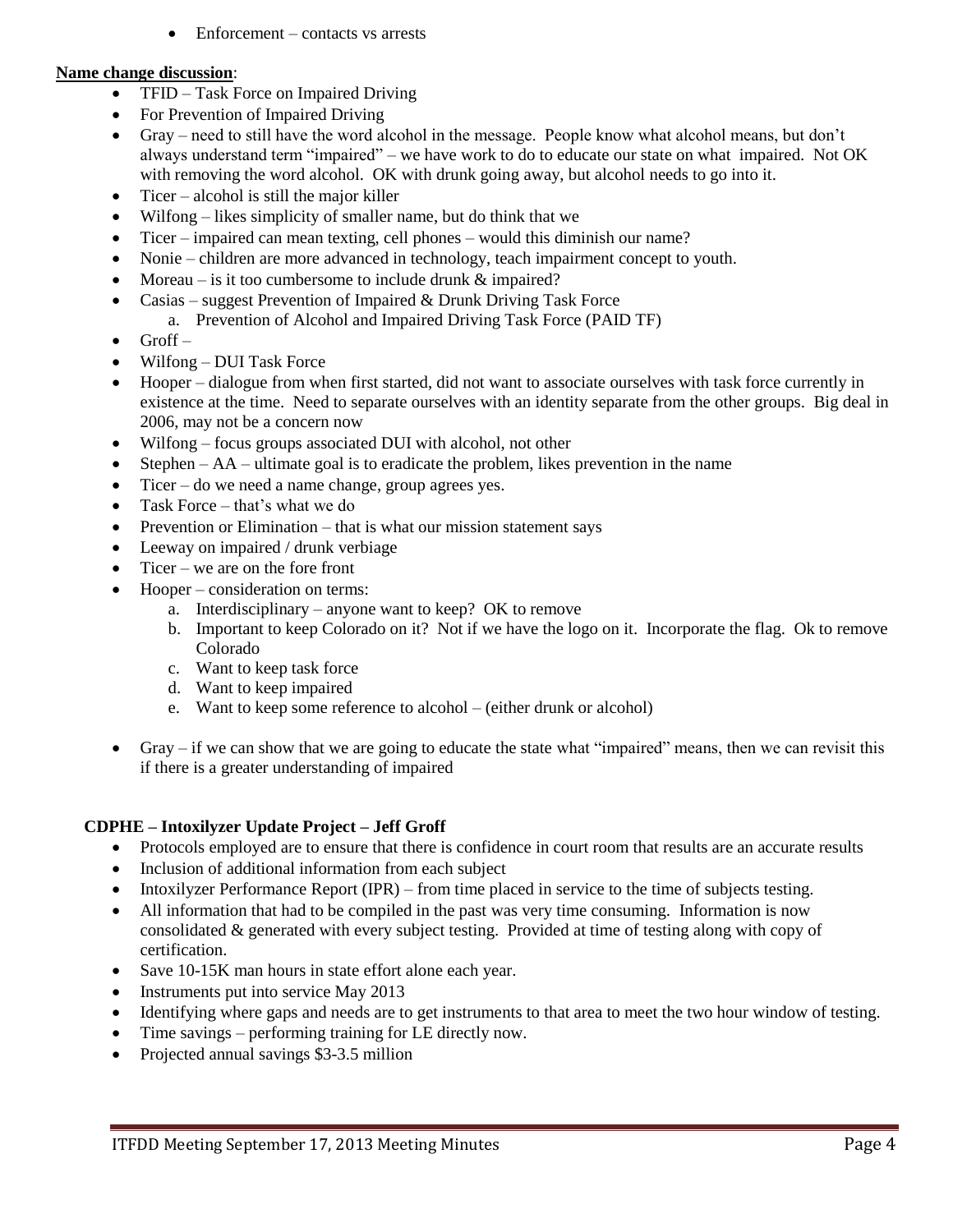- Enforcement – contacts vs arrests

**Name change discussion**:

- TFID – Task Force on Impaired Driving
- For Prevention of Impaired Driving
- Gray – need to still have the word alcohol in the message. People know what alcohol means, but don't always understand term "impaired" – we have work to do to educate our state on what impaired. Not OK with removing the word alcohol. OK with drunk going away, but alcohol needs to go into it.
- Ticer – alcohol is still the major killer
- Wilfong – likes simplicity of smaller name, but do think that we
- Ticer – impaired can mean texting, cell phones – would this diminish our name?
- Nonie – children are more advanced in technology, teach impairment concept to youth.
- Moreau – is it too cumbersome to include drunk & impaired?
- Casias – suggest Prevention of Impaired & Drunk Driving Task Force
  a. Prevention of Alcohol and Impaired Driving Task Force (PAID TF)
- Groff –
- Wilfong – DUI Task Force
- Hooper – dialogue from when first started, did not want to associate ourselves with task force currently in existence at the time. Need to separate ourselves with an identity separate from the other groups. Big deal in 2006, may not be a concern now
- Wilfong – focus groups associated DUI with alcohol, not other
- Stephen – AA – ultimate goal is to eradicate the problem, likes prevention in the name
- Ticer – do we need a name change, group agrees yes.
- Task Force – that's what we do
- Prevention or Elimination – that is what our mission statement says
- Leeway on impaired / drunk verbiage
- Ticer – we are on the fore front
- Hooper – consideration on terms:
  a. Interdisciplinary – anyone want to keep? OK to remove
  b. Important to keep Colorado on it? Not if we have the logo on it. Incorporate the flag. Ok to remove Colorado
  c. Want to keep task force
  d. Want to keep impaired
  e. Want to keep some reference to alcohol – (either drunk or alcohol)
- Gray – if we can show that we are going to educate the state what "impaired" means, then we can revisit this if there is a greater understanding of impaired

**CDPHE – Intoxilyzer Update Project – Jeff Groff**

- Protocols employed are to ensure that there is confidence in court room that results are an accurate results
- Inclusion of additional information from each subject
- Intoxilyzer Performance Report (IPR) – from time placed in service to the time of subjects testing.
- All information that had to be compiled in the past was very time consuming. Information is now consolidated & generated with every subject testing. Provided at time of testing along with copy of certification.
- Save 10-15K man hours in state effort alone each year.
- Instruments put into service May 2013
- Identifying where gaps and needs are to get instruments to that area to meet the two hour window of testing.
- Time savings – performing training for LE directly now.
- Projected annual savings $3-3.5 million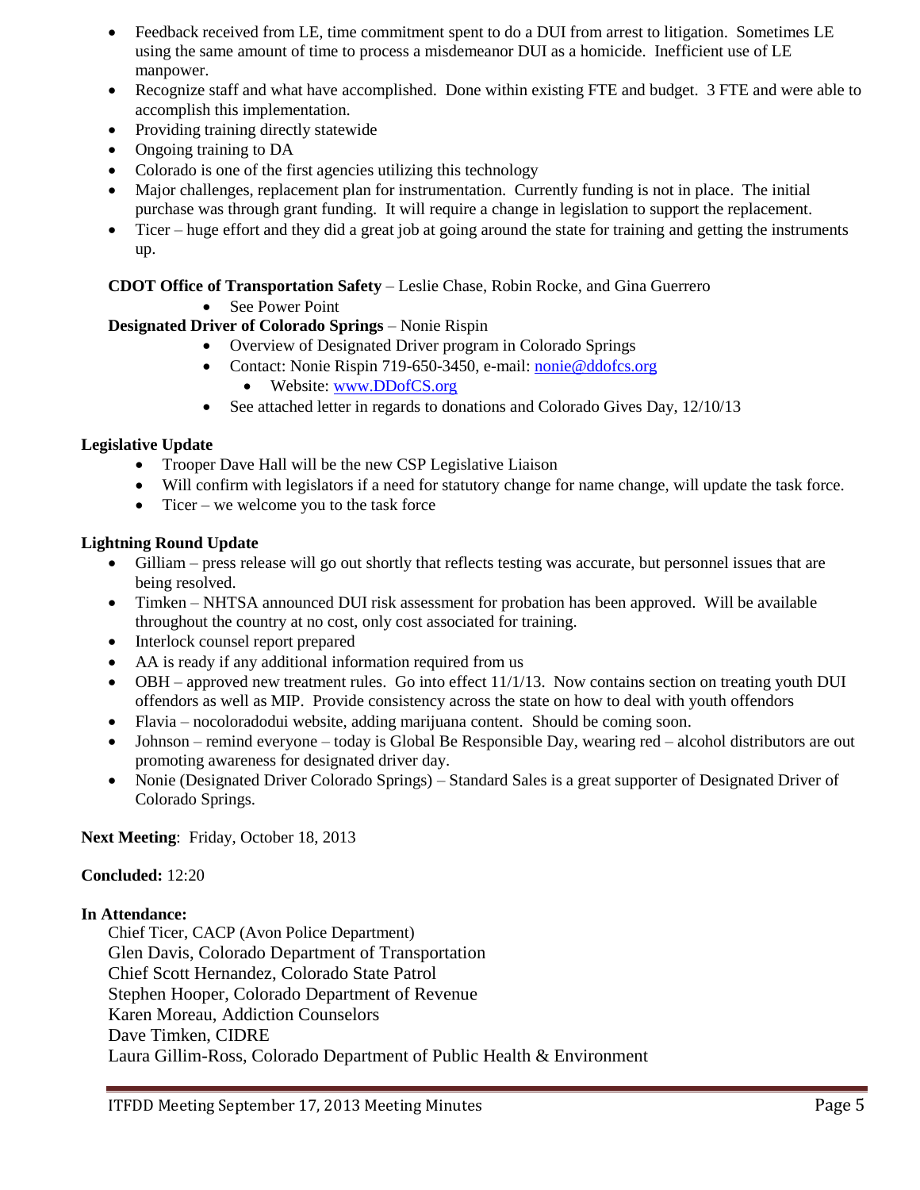- Feedback received from LE, time commitment spent to do a DUI from arrest to litigation. Sometimes LE using the same amount of time to process a misdemeanor DUI as a homicide. Inefficient use of LE manpower.
- Recognize staff and what have accomplished. Done within existing FTE and budget. 3 FTE and were able to accomplish this implementation.
- Providing training directly statewide
- Ongoing training to DA
- Colorado is one of the first agencies utilizing this technology
- Major challenges, replacement plan for instrumentation. Currently funding is not in place. The initial purchase was through grant funding. It will require a change in legislation to support the replacement.
- Ticer – huge effort and they did a great job at going around the state for training and getting the instruments up.

**CDOT Office of Transportation Safety** – Leslie Chase, Robin Rocke, and Gina Guerrero

- See Power Point

**Designated Driver of Colorado Springs** – Nonie Rispin

- Overview of Designated Driver program in Colorado Springs
- Contact: Nonie Rispin 719-650-3450, e-mail: nonie@ddofcs.org
  - Website: www.DDofCS.org
- See attached letter in regards to donations and Colorado Gives Day, 12/10/13

**Legislative Update**

- Trooper Dave Hall will be the new CSP Legislative Liaison
- Will confirm with legislators if a need for statutory change for name change, will update the task force.
- Ticer – we welcome you to the task force

**Lightning Round Update**

- Gilliam – press release will go out shortly that reflects testing was accurate, but personnel issues that are being resolved.
- Timken – NHTSA announced DUI risk assessment for probation has been approved. Will be available throughout the country at no cost, only cost associated for training.
- Interlock counsel report prepared
- AA is ready if any additional information required from us
- OBH – approved new treatment rules. Go into effect 11/1/13. Now contains section on treating youth DUI offenders as well as MIP. Provide consistency across the state on how to deal with youth offendors
- Flavia – nocoloradodui website, adding marijuana content. Should be coming soon.
- Johnson – remind everyone – today is Global Be Responsible Day, wearing red – alcohol distributors are out promoting awareness for designated driver day.
- Nonie (Designated Driver Colorado Springs) – Standard Sales is a great supporter of Designated Driver of Colorado Springs.

**Next Meeting**: Friday, October 18, 2013

**Concluded:** 12:20

**In Attendance:**

Chief Ticer, CACP (Avon Police Department)
Glen Davis, Colorado Department of Transportation
Chief Scott Hernandez, Colorado State Patrol
Stephen Hooper, Colorado Department of Revenue
Karen Moreau, Addiction Counselors
Dave Timken, CIDRE
Laura Gillim-Ross, Colorado Department of Public Health & Environment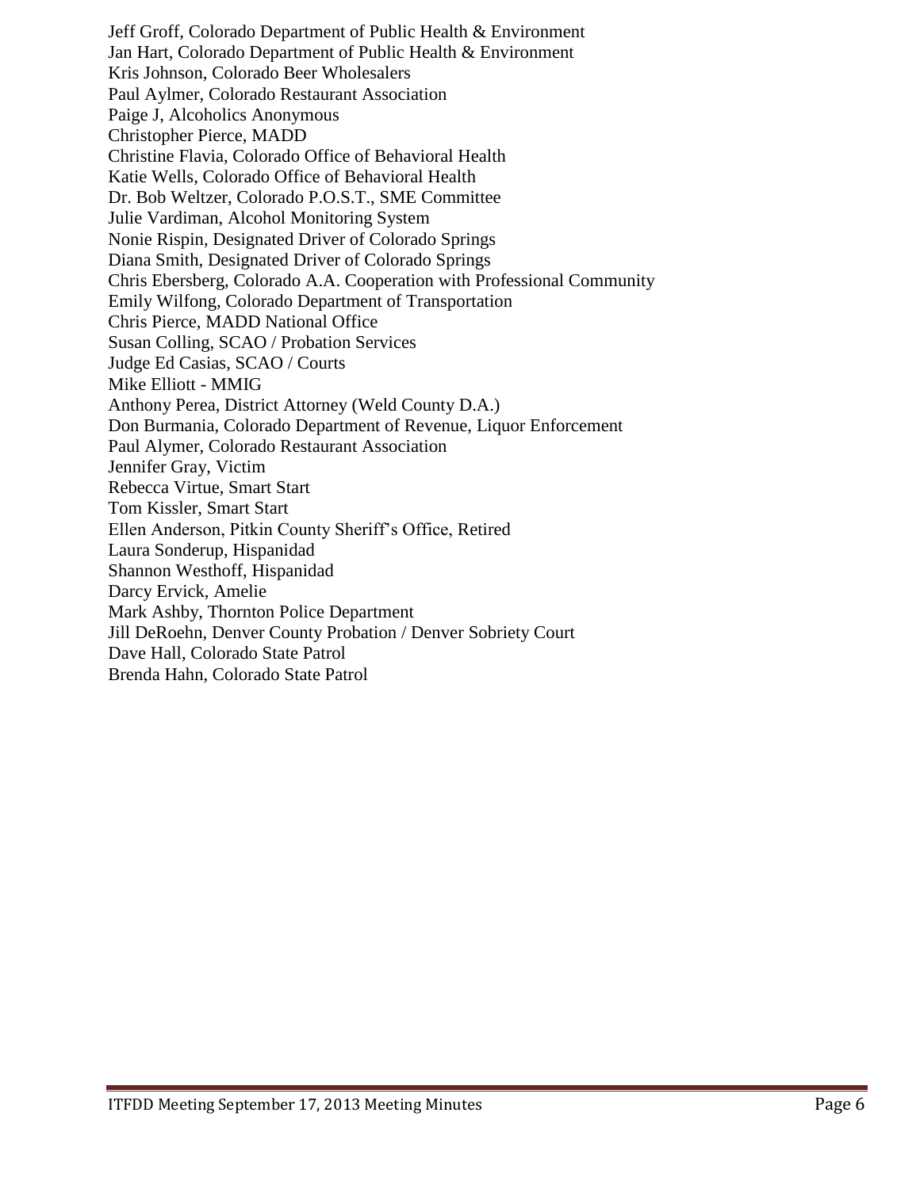Jeff Groff, Colorado Department of Public Health & Environment
Jan Hart, Colorado Department of Public Health & Environment
Kris Johnson, Colorado Beer Wholesalers
Paul Aylmer, Colorado Restaurant Association
Paige J, Alcoholics Anonymous
Christopher Pierce, MADD
Christine Flavia, Colorado Office of Behavioral Health
Katie Wells, Colorado Office of Behavioral Health
Dr. Bob Weltzer, Colorado P.O.S.T., SME Committee
Julie Vardiman, Alcohol Monitoring System
Nonie Rispin, Designated Driver of Colorado Springs
Diana Smith, Designated Driver of Colorado Springs
Chris Ebersberg, Colorado A.A. Cooperation with Professional Community
Emily Wilfong, Colorado Department of Transportation
Chris Pierce, MADD National Office
Susan Colling, SCAO / Probation Services
Judge Ed Casias, SCAO / Courts
Mike Elliott - MMIG
Anthony Perea, District Attorney (Weld County D.A.)
Don Burmania, Colorado Department of Revenue, Liquor Enforcement
Paul Alymer, Colorado Restaurant Association
Jennifer Gray, Victim
Rebecca Virtue, Smart Start
Tom Kissler, Smart Start
Ellen Anderson, Pitkin County Sheriff's Office, Retired
Laura Sonderup, Hispanidad
Shannon Westhoff, Hispanidad
Darcy Ervick, Amelie
Mark Ashby, Thornton Police Department
Jill DeRoehn, Denver County Probation / Denver Sobriety Court
Dave Hall, Colorado State Patrol
Brenda Hahn, Colorado State Patrol